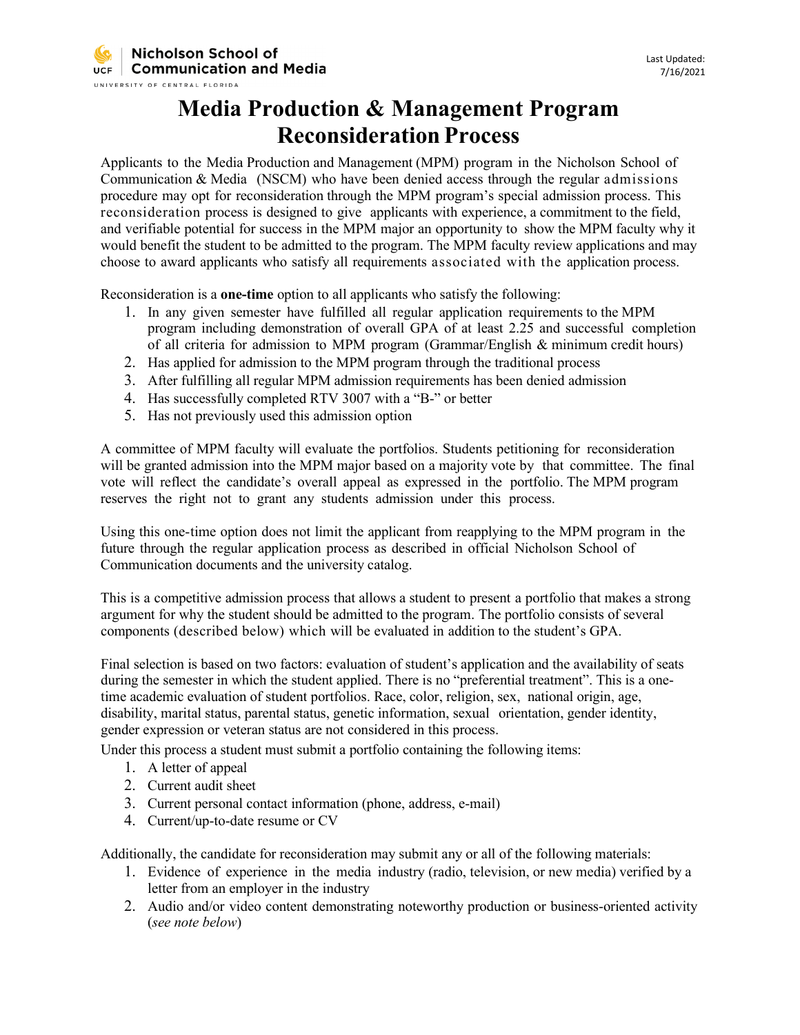Nicholson School of Communication and Media
UNIVERSITY OF CENTRAL FLORIDA

Last Updated: 7/16/2021

# Media Production & Management Program Reconsideration Process

Applicants to the Media Production and Management (MPM) program in the Nicholson School of Communication & Media (NSCM) who have been denied access through the regular admissions procedure may opt for reconsideration through the MPM program's special admission process. This reconsideration process is designed to give applicants with experience, a commitment to the field, and verifiable potential for success in the MPM major an opportunity to show the MPM faculty why it would benefit the student to be admitted to the program. The MPM faculty review applications and may choose to award applicants who satisfy all requirements associated with the application process.

Reconsideration is a **one-time** option to all applicants who satisfy the following:

1. In any given semester have fulfilled all regular application requirements to the MPM program including demonstration of overall GPA of at least 2.25 and successful completion of all criteria for admission to MPM program (Grammar/English & minimum credit hours)
2. Has applied for admission to the MPM program through the traditional process
3. After fulfilling all regular MPM admission requirements has been denied admission
4. Has successfully completed RTV 3007 with a "B-" or better
5. Has not previously used this admission option

A committee of MPM faculty will evaluate the portfolios. Students petitioning for reconsideration will be granted admission into the MPM major based on a majority vote by that committee. The final vote will reflect the candidate's overall appeal as expressed in the portfolio. The MPM program reserves the right not to grant any students admission under this process.

Using this one-time option does not limit the applicant from reapplying to the MPM program in the future through the regular application process as described in official Nicholson School of Communication documents and the university catalog.

This is a competitive admission process that allows a student to present a portfolio that makes a strong argument for why the student should be admitted to the program. The portfolio consists of several components (described below) which will be evaluated in addition to the student's GPA.

Final selection is based on two factors: evaluation of student's application and the availability of seats during the semester in which the student applied. There is no "preferential treatment". This is a one-time academic evaluation of student portfolios. Race, color, religion, sex, national origin, age, disability, marital status, parental status, genetic information, sexual orientation, gender identity, gender expression or veteran status are not considered in this process.

Under this process a student must submit a portfolio containing the following items:

1. A letter of appeal
2. Current audit sheet
3. Current personal contact information (phone, address, e-mail)
4. Current/up-to-date resume or CV

Additionally, the candidate for reconsideration may submit any or all of the following materials:

1. Evidence of experience in the media industry (radio, television, or new media) verified by a letter from an employer in the industry
2. Audio and/or video content demonstrating noteworthy production or business-oriented activity (*see note below*)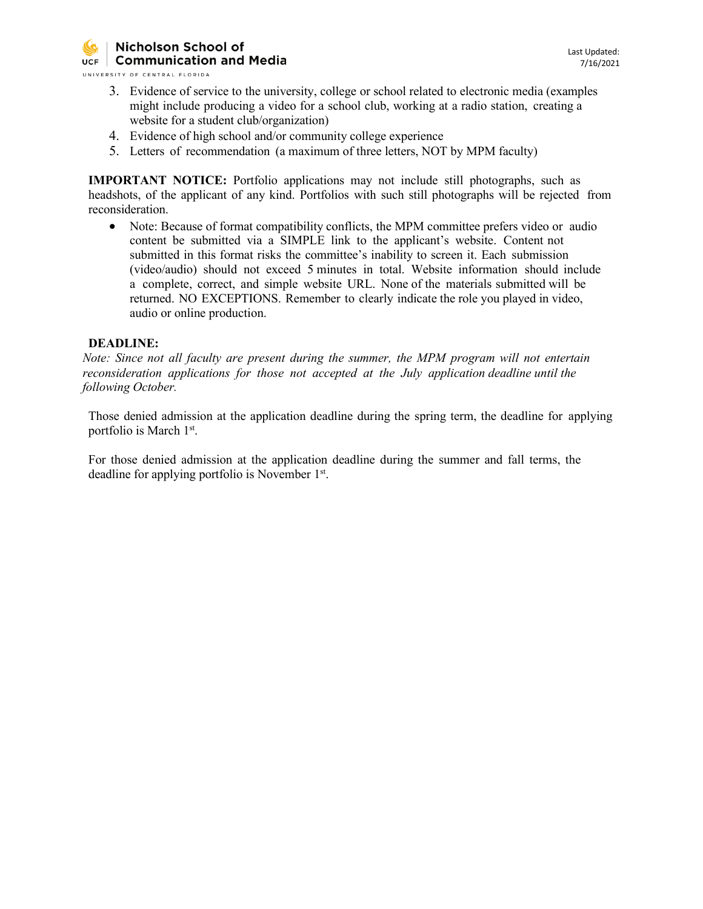3. Evidence of service to the university, college or school related to electronic media (examples might include producing a video for a school club, working at a radio station, creating a website for a student club/organization)
4. Evidence of high school and/or community college experience
5. Letters of recommendation (a maximum of three letters, NOT by MPM faculty)

**IMPORTANT NOTICE:** Portfolio applications may not include still photographs, such as headshots, of the applicant of any kind. Portfolios with such still photographs will be rejected from reconsideration.

- Note: Because of format compatibility conflicts, the MPM committee prefers video or audio content be submitted via a SIMPLE link to the applicant's website. Content not submitted in this format risks the committee's inability to screen it. Each submission (video/audio) should not exceed 5 minutes in total. Website information should include a complete, correct, and simple website URL. None of the materials submitted will be returned. NO EXCEPTIONS. Remember to clearly indicate the role you played in video, audio or online production.

**DEADLINE:**

*Note: Since not all faculty are present during the summer, the MPM program will not entertain reconsideration applications for those not accepted at the July application deadline until the following October.*

Those denied admission at the application deadline during the spring term, the deadline for applying portfolio is March 1st.

For those denied admission at the application deadline during the summer and fall terms, the deadline for applying portfolio is November 1st.